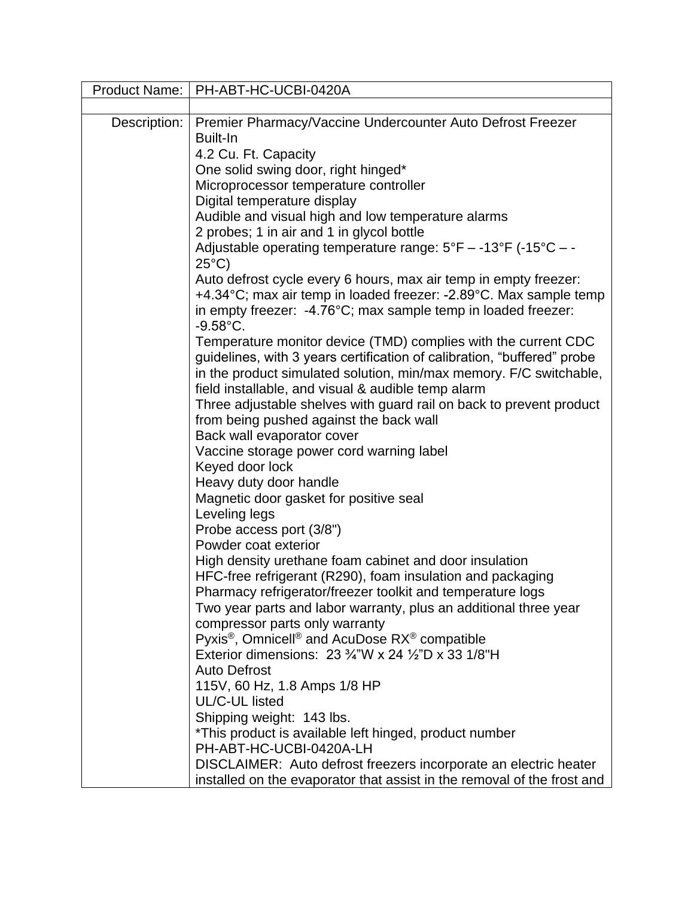| Product Name: | PH-ABT-HC-UCBI-0420A |
|---|---|
| | |
| Description: | Premier Pharmacy/Vaccine Undercounter Auto Defrost Freezer Built-In<br>4.2 Cu. Ft. Capacity<br>One solid swing door, right hinged*<br>Microprocessor temperature controller<br>Digital temperature display<br>Audible and visual high and low temperature alarms<br>2 probes; 1 in air and 1 in glycol bottle<br>Adjustable operating temperature range: 5°F – -13°F (-15°C – -25°C)<br>Auto defrost cycle every 6 hours, max air temp in empty freezer: +4.34°C; max air temp in loaded freezer: -2.89°C. Max sample temp in empty freezer: -4.76°C; max sample temp in loaded freezer: -9.58°C.<br>Temperature monitor device (TMD) complies with the current CDC guidelines, with 3 years certification of calibration, “buffered” probe in the product simulated solution, min/max memory. F/C switchable, field installable, and visual & audible temp alarm<br>Three adjustable shelves with guard rail on back to prevent product from being pushed against the back wall<br>Back wall evaporator cover<br>Vaccine storage power cord warning label<br>Keyed door lock<br>Heavy duty door handle<br>Magnetic door gasket for positive seal<br>Leveling legs<br>Probe access port (3/8")<br>Powder coat exterior<br>High density urethane foam cabinet and door insulation<br>HFC-free refrigerant (R290), foam insulation and packaging<br>Pharmacy refrigerator/freezer toolkit and temperature logs<br>Two year parts and labor warranty, plus an additional three year compressor parts only warranty<br>Pyxis®, Omnicell® and AcuDose RX® compatible<br>Exterior dimensions: 23 ¾”W x 24 ½”D x 33 1/8"H<br>Auto Defrost<br>115V, 60 Hz, 1.8 Amps 1/8 HP<br>UL/C-UL listed<br>Shipping weight: 143 lbs.<br>*This product is available left hinged, product number PH-ABT-HC-UCBI-0420A-LH<br>DISCLAIMER: Auto defrost freezers incorporate an electric heater installed on the evaporator that assist in the removal of the frost and |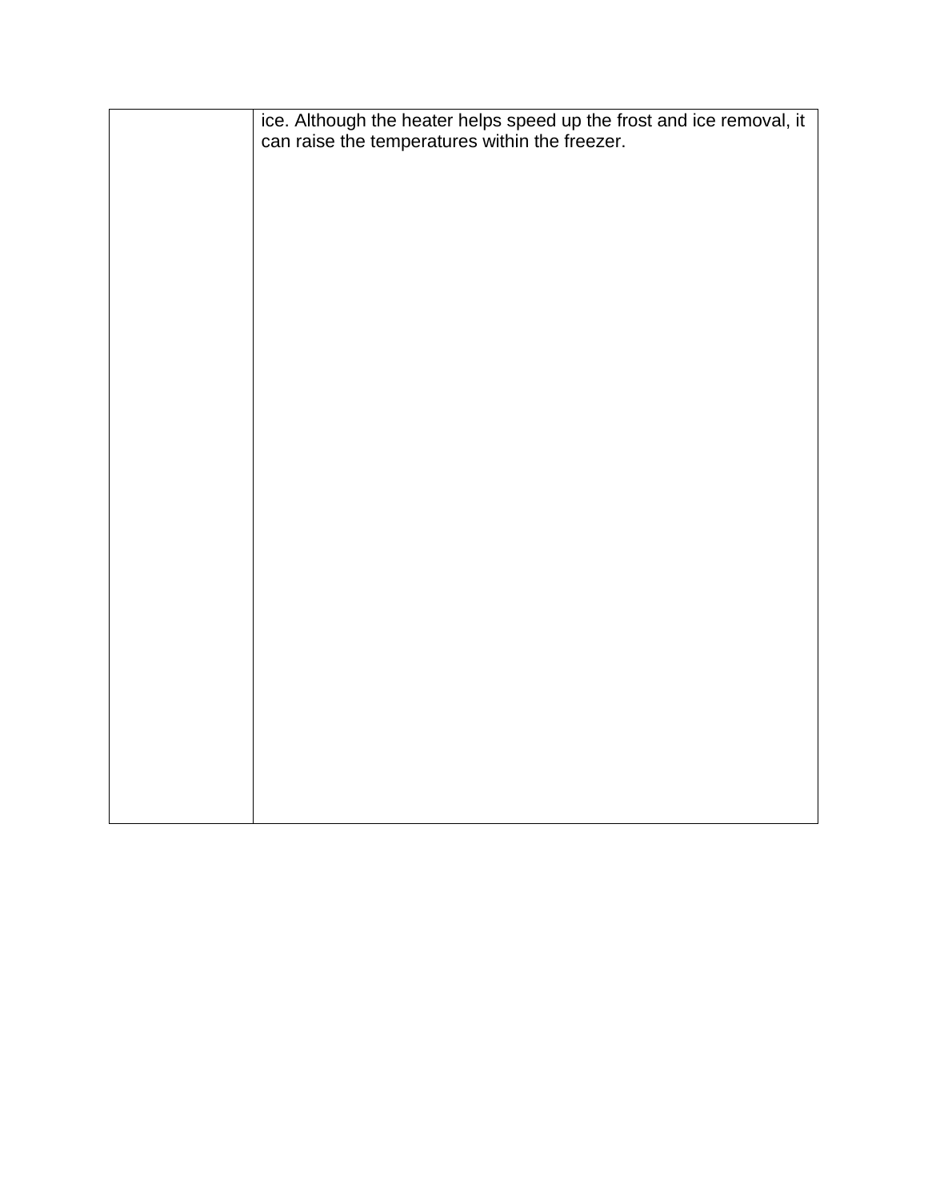| | |
| --- | --- |
| | ice. Although the heater helps speed up the frost and ice removal, it can raise the temperatures within the freezer. |